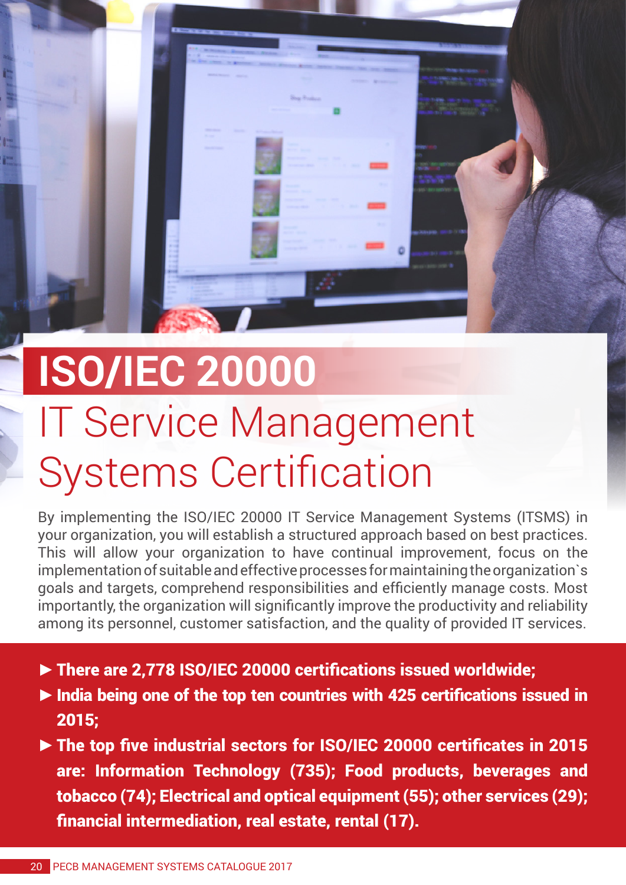# ISO/IEC 20000

## IT Service Management Systems Certification

By implementing the ISO/IEC 20000 IT Service Management Systems (ITSMS) in your organization, you will establish a structured approach based on best practices. This will allow your organization to have continual improvement, focus on the implementation of suitable and effective processes for maintaining the organization`s goals and targets, comprehend responsibilities and efficiently manage costs. Most importantly, the organization will significantly improve the productivity and reliability among its personnel, customer satisfaction, and the quality of provided IT services.

- **There are 2,778 ISO/IEC 20000 certifications issued worldwide;**
- **India being one of the top ten countries with 425 certifications issued in 2015;**
- **The top five industrial sectors for ISO/IEC 20000 certificates in 2015 are: Information Technology (735); Food products, beverages and tobacco (74); Electrical and optical equipment (55); other services (29); financial intermediation, real estate, rental (17).**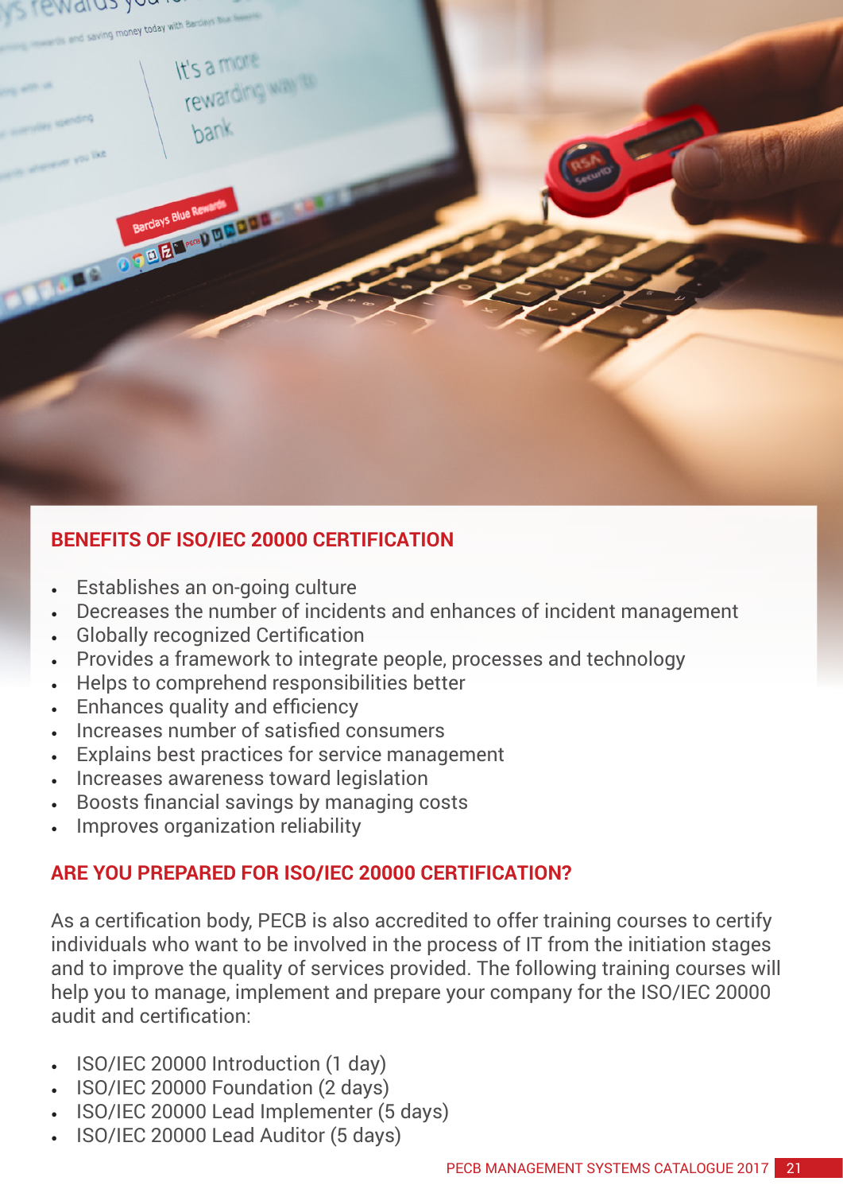## BENEFITS OF ISO/IEC 20000 CERTIFICATION

- Establishes an on-going culture
- Decreases the number of incidents and enhances of incident management
- Globally recognized Certification
- Provides a framework to integrate people, processes and technology
- Helps to comprehend responsibilities better
- Enhances quality and efficiency
- Increases number of satisfied consumers
- Explains best practices for service management
- Increases awareness toward legislation
- Boosts financial savings by managing costs
- Improves organization reliability

## ARE YOU PREPARED FOR ISO/IEC 20000 CERTIFICATION?

As a certification body, PECB is also accredited to offer training courses to certify individuals who want to be involved in the process of IT from the initiation stages and to improve the quality of services provided. The following training courses will help you to manage, implement and prepare your company for the ISO/IEC 20000 audit and certification:

- ISO/IEC 20000 Introduction (1 day)
- ISO/IEC 20000 Foundation (2 days)
- ISO/IEC 20000 Lead Implementer (5 days)
- ISO/IEC 20000 Lead Auditor (5 days)